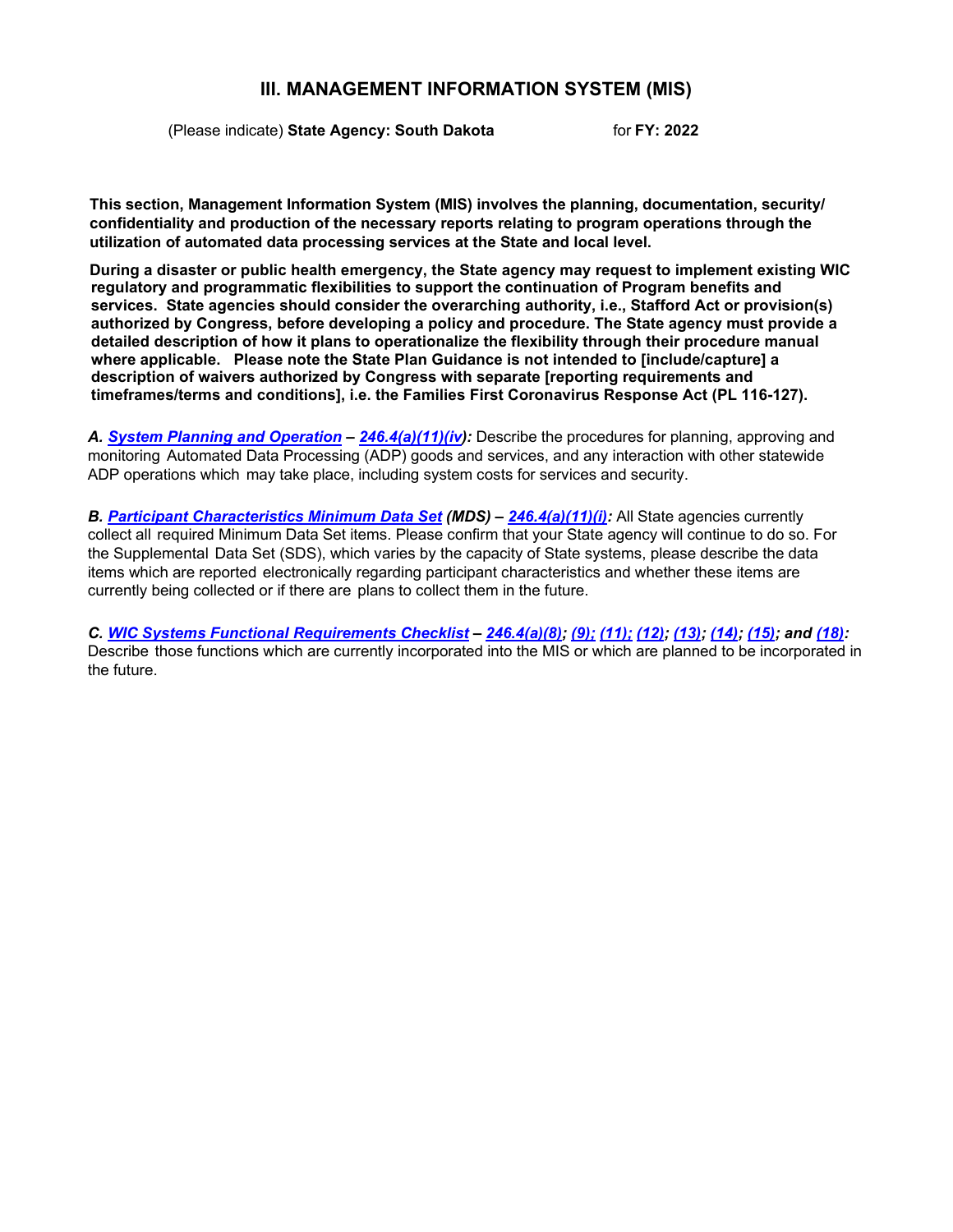# III. MANAGEMENT INFORMATION SYSTEM (MIS)

(Please indicate) **State Agency: South Dakota** for **FY: 2022**

**This section, Management Information System (MIS) involves the planning, documentation, security/ confidentiality and production of the necessary reports relating to program operations through the utilization of automated data processing services at the State and local level.**

**During a disaster or public health emergency, the State agency may request to implement existing WIC regulatory and programmatic flexibilities to support the continuation of Program benefits and services. State agencies should consider the overarching authority, i.e., Stafford Act or provision(s) authorized by Congress, before developing a policy and procedure. The State agency must provide a detailed description of how it plans to operationalize the flexibility through their procedure manual where applicable. Please note the State Plan Guidance is not intended to [include/capture] a description of waivers authorized by Congress with separate [reporting requirements and timeframes/terms and conditions], i.e. the Families First Coronavirus Response Act (PL 116-127).**

***A. System Planning and Operation – 246.4(a)(11)(iv):*** Describe the procedures for planning, approving and monitoring Automated Data Processing (ADP) goods and services, and any interaction with other statewide ADP operations which may take place, including system costs for services and security.

***B. Participant Characteristics Minimum Data Set (MDS) – 246.4(a)(11)(i):*** All State agencies currently collect all required Minimum Data Set items. Please confirm that your State agency will continue to do so. For the Supplemental Data Set (SDS), which varies by the capacity of State systems, please describe the data items which are reported electronically regarding participant characteristics and whether these items are currently being collected or if there are plans to collect them in the future.

***C. WIC Systems Functional Requirements Checklist – 246.4(a)(8); (9); (11); (12); (13); (14); (15); and (18):*** Describe those functions which are currently incorporated into the MIS or which are planned to be incorporated in the future.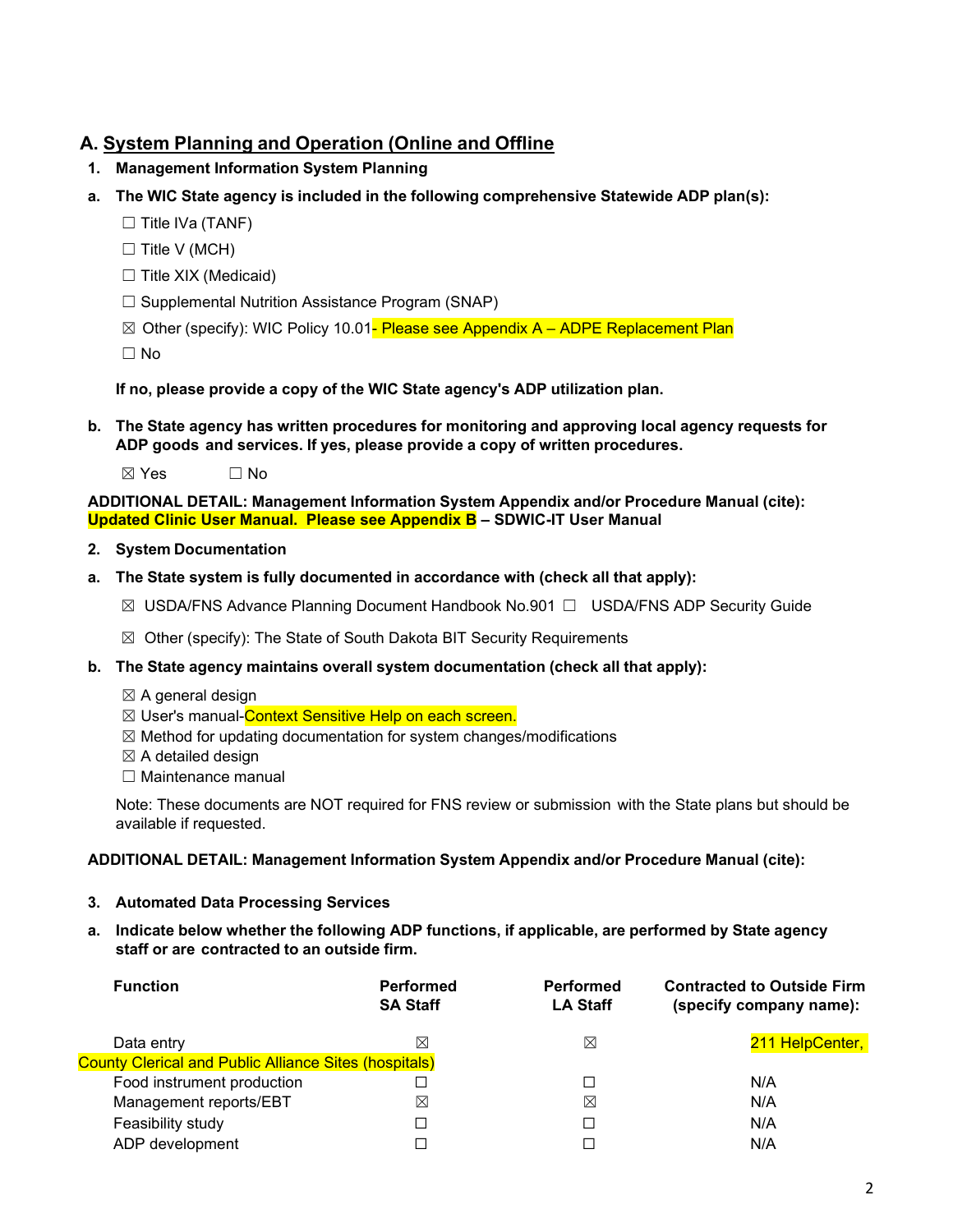## A. System Planning and Operation (Online and Offline

### 1. Management Information System Planning

**a. The WIC State agency is included in the following comprehensive Statewide ADP plan(s):**

☐ Title IVa (TANF)

☐ Title V (MCH)

☐ Title XIX (Medicaid)

☐ Supplemental Nutrition Assistance Program (SNAP)

☒ Other (specify): WIC Policy 10.01- Please see Appendix A – ADPE Replacement Plan

☐ No

**If no, please provide a copy of the WIC State agency's ADP utilization plan.**

**b. The State agency has written procedures for monitoring and approving local agency requests for ADP goods and services. If yes, please provide a copy of written procedures.**

☒ Yes ☐ No

**ADDITIONAL DETAIL: Management Information System Appendix and/or Procedure Manual (cite): Updated Clinic User Manual. Please see Appendix B – SDWIC-IT User Manual**

### 2. System Documentation

**a. The State system is fully documented in accordance with (check all that apply):**

☒ USDA/FNS Advance Planning Document Handbook No.901 ☐ USDA/FNS ADP Security Guide

☒ Other (specify): The State of South Dakota BIT Security Requirements

**b. The State agency maintains overall system documentation (check all that apply):**

☒ A general design
☒ User's manual-Context Sensitive Help on each screen.
☒ Method for updating documentation for system changes/modifications
☒ A detailed design
☐ Maintenance manual

Note: These documents are NOT required for FNS review or submission with the State plans but should be available if requested.

**ADDITIONAL DETAIL: Management Information System Appendix and/or Procedure Manual (cite):**

### 3. Automated Data Processing Services

**a. Indicate below whether the following ADP functions, if applicable, are performed by State agency staff or are contracted to an outside firm.**

| Function | Performed SA Staff | Performed LA Staff | Contracted to Outside Firm (specify company name): |
|---|---|---|---|
| Data entry | ☒ | ☒ | 211 HelpCenter, County Clerical and Public Alliance Sites (hospitals) |
| Food instrument production | ☐ | ☐ | N/A |
| Management reports/EBT | ☒ | ☒ | N/A |
| Feasibility study | ☐ | ☐ | N/A |
| ADP development | ☐ | ☐ | N/A |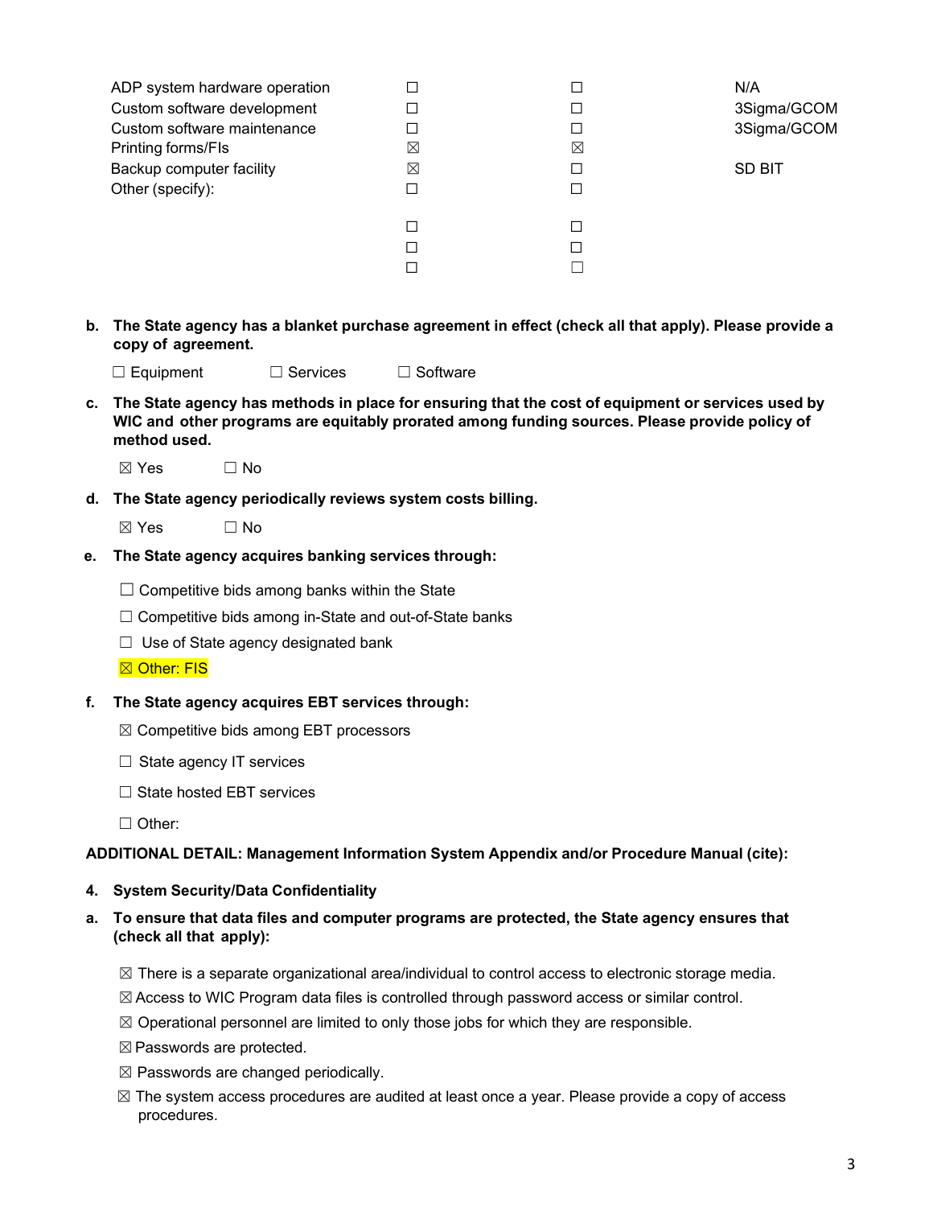| | | | |
|---|---|---|---|
| ADP system hardware operation | ☐ | ☐ | N/A |
| Custom software development | ☐ | ☐ | 3Sigma/GCOM |
| Custom software maintenance | ☐ | ☐ | 3Sigma/GCOM |
| Printing forms/FIs | ☒ | ☒ | |
| Backup computer facility | ☒ | ☐ | SD BIT |
| Other (specify): | ☐ | ☐ | |
| | ☐ | ☐ | |
| | ☐ | ☐ | |
| | ☐ | ☐ | |

**b. The State agency has a blanket purchase agreement in effect (check all that apply). Please provide a copy of agreement.**

☐ Equipment ☐ Services ☐ Software

**c. The State agency has methods in place for ensuring that the cost of equipment or services used by WIC and other programs are equitably prorated among funding sources. Please provide policy of method used.**

☒ Yes ☐ No

**d. The State agency periodically reviews system costs billing.**

☒ Yes ☐ No

**e. The State agency acquires banking services through:**

☐ Competitive bids among banks within the State

☐ Competitive bids among in-State and out-of-State banks

☐ Use of State agency designated bank

☒ Other: FIS

**f. The State agency acquires EBT services through:**

☒ Competitive bids among EBT processors

☐ State agency IT services

☐ State hosted EBT services

☐ Other:

**ADDITIONAL DETAIL: Management Information System Appendix and/or Procedure Manual (cite):**

**4. System Security/Data Confidentiality**

**a. To ensure that data files and computer programs are protected, the State agency ensures that (check all that apply):**

☒ There is a separate organizational area/individual to control access to electronic storage media.

☒ Access to WIC Program data files is controlled through password access or similar control.

☒ Operational personnel are limited to only those jobs for which they are responsible.

☒ Passwords are protected.

☒ Passwords are changed periodically.

☒ The system access procedures are audited at least once a year. Please provide a copy of access procedures.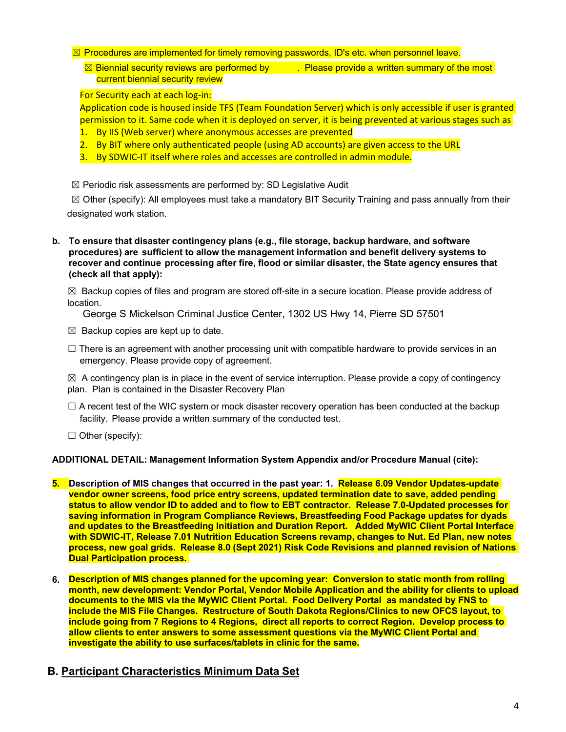☒ Procedures are implemented for timely removing passwords, ID's etc. when personnel leave.

☒ Biennial security reviews are performed by . Please provide a written summary of the most current biennial security review

For Security each at each log-in:
Application code is housed inside TFS (Team Foundation Server) which is only accessible if user is granted permission to it. Same code when it is deployed on server, it is being prevented at various stages such as

1. By IIS (Web server) where anonymous accesses are prevented
2. By BIT where only authenticated people (using AD accounts) are given access to the URL
3. By SDWIC-IT itself where roles and accesses are controlled in admin module.

☒ Periodic risk assessments are performed by: SD Legislative Audit

☒ Other (specify): All employees must take a mandatory BIT Security Training and pass annually from their designated work station.

**b. To ensure that disaster contingency plans (e.g., file storage, backup hardware, and software procedures) are sufficient to allow the management information and benefit delivery systems to recover and continue processing after fire, flood or similar disaster, the State agency ensures that (check all that apply):**

☒ Backup copies of files and program are stored off-site in a secure location. Please provide address of location.
George S Mickelson Criminal Justice Center, 1302 US Hwy 14, Pierre SD 57501

☒ Backup copies are kept up to date.

☐ There is an agreement with another processing unit with compatible hardware to provide services in an emergency. Please provide copy of agreement.

☒ A contingency plan is in place in the event of service interruption. Please provide a copy of contingency plan. Plan is contained in the Disaster Recovery Plan

☐ A recent test of the WIC system or mock disaster recovery operation has been conducted at the backup facility. Please provide a written summary of the conducted test.

☐ Other (specify):

**ADDITIONAL DETAIL: Management Information System Appendix and/or Procedure Manual (cite):**

5. **Description of MIS changes that occurred in the past year: 1. Release 6.09 Vendor Updates-update vendor owner screens, food price entry screens, updated termination date to save, added pending status to allow vendor ID to added and to flow to EBT contractor. Release 7.0-Updated processes for saving information in Program Compliance Reviews, Breastfeeding Food Package updates for dyads and updates to the Breastfeeding Initiation and Duration Report. Added MyWIC Client Portal Interface with SDWIC-IT, Release 7.01 Nutrition Education Screens revamp, changes to Nut. Ed Plan, new notes process, new goal grids. Release 8.0 (Sept 2021) Risk Code Revisions and planned revision of Nations Dual Participation process.**

6. **Description of MIS changes planned for the upcoming year: Conversion to static month from rolling month, new development: Vendor Portal, Vendor Mobile Application and the ability for clients to upload documents to the MIS via the MyWIC Client Portal. Food Delivery Portal as mandated by FNS to include the MIS File Changes. Restructure of South Dakota Regions/Clinics to new OFCS layout, to include going from 7 Regions to 4 Regions, direct all reports to correct Region. Develop process to allow clients to enter answers to some assessment questions via the MyWIC Client Portal and investigate the ability to use surfaces/tablets in clinic for the same.**

## B. Participant Characteristics Minimum Data Set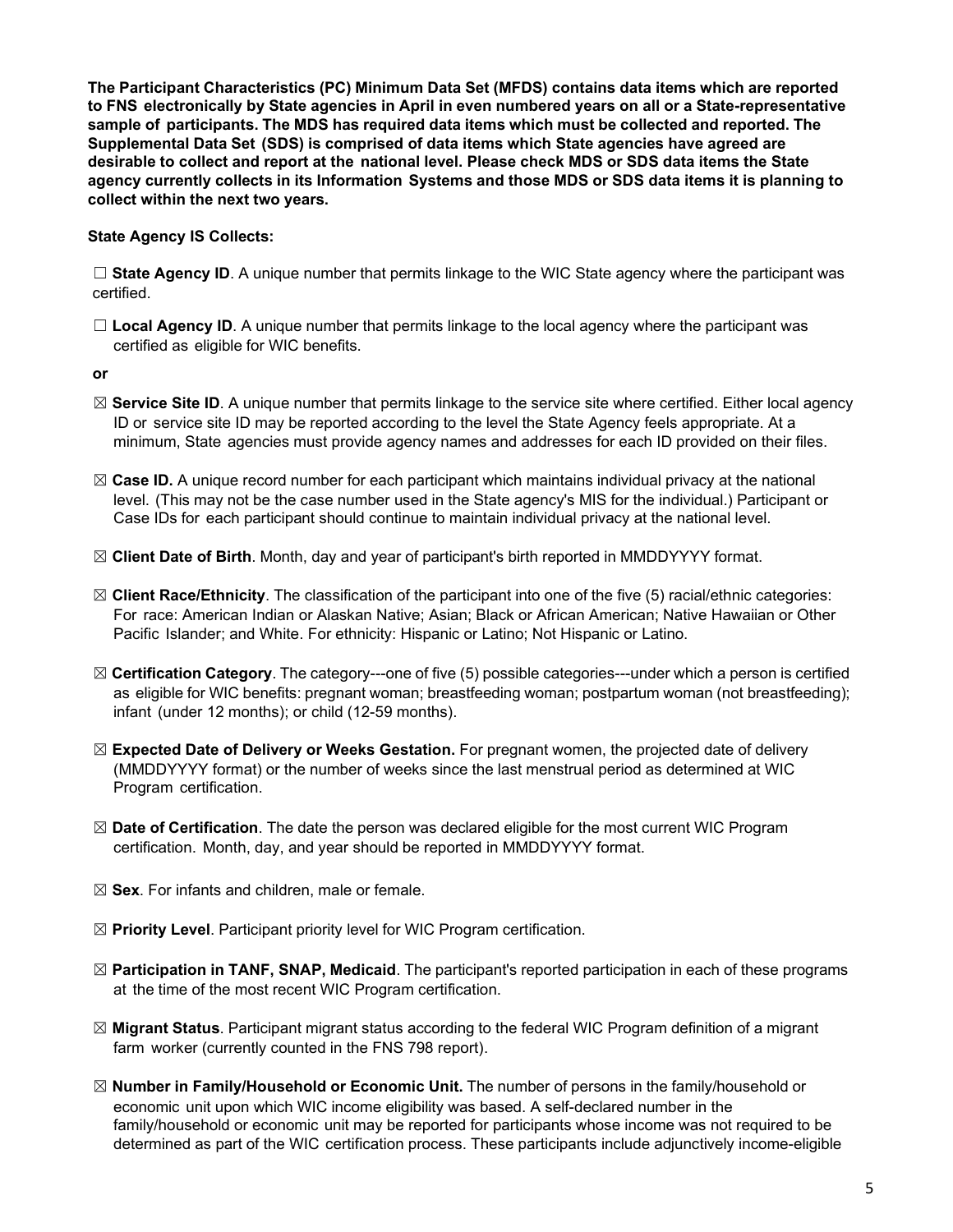**The Participant Characteristics (PC) Minimum Data Set (MFDS) contains data items which are reported to FNS electronically by State agencies in April in even numbered years on all or a State-representative sample of participants. The MDS has required data items which must be collected and reported. The Supplemental Data Set (SDS) is comprised of data items which State agencies have agreed are desirable to collect and report at the national level. Please check MDS or SDS data items the State agency currently collects in its Information Systems and those MDS or SDS data items it is planning to collect within the next two years.**

**State Agency IS Collects:**

☐ **State Agency ID**. A unique number that permits linkage to the WIC State agency where the participant was certified.

☐ **Local Agency ID**. A unique number that permits linkage to the local agency where the participant was certified as eligible for WIC benefits.

**or**

☒ **Service Site ID**. A unique number that permits linkage to the service site where certified. Either local agency ID or service site ID may be reported according to the level the State Agency feels appropriate. At a minimum, State agencies must provide agency names and addresses for each ID provided on their files.

☒ **Case ID.** A unique record number for each participant which maintains individual privacy at the national level. (This may not be the case number used in the State agency's MIS for the individual.) Participant or Case IDs for each participant should continue to maintain individual privacy at the national level.

☒ **Client Date of Birth**. Month, day and year of participant's birth reported in MMDDYYYY format.

☒ **Client Race/Ethnicity**. The classification of the participant into one of the five (5) racial/ethnic categories: For race: American Indian or Alaskan Native; Asian; Black or African American; Native Hawaiian or Other Pacific Islander; and White. For ethnicity: Hispanic or Latino; Not Hispanic or Latino.

☒ **Certification Category**. The category---one of five (5) possible categories---under which a person is certified as eligible for WIC benefits: pregnant woman; breastfeeding woman; postpartum woman (not breastfeeding); infant (under 12 months); or child (12-59 months).

☒ **Expected Date of Delivery or Weeks Gestation.** For pregnant women, the projected date of delivery (MMDDYYYY format) or the number of weeks since the last menstrual period as determined at WIC Program certification.

☒ **Date of Certification**. The date the person was declared eligible for the most current WIC Program certification. Month, day, and year should be reported in MMDDYYYY format.

☒ **Sex**. For infants and children, male or female.

☒ **Priority Level**. Participant priority level for WIC Program certification.

☒ **Participation in TANF, SNAP, Medicaid**. The participant's reported participation in each of these programs at the time of the most recent WIC Program certification.

☒ **Migrant Status**. Participant migrant status according to the federal WIC Program definition of a migrant farm worker (currently counted in the FNS 798 report).

☒ **Number in Family/Household or Economic Unit.** The number of persons in the family/household or economic unit upon which WIC income eligibility was based. A self-declared number in the family/household or economic unit may be reported for participants whose income was not required to be determined as part of the WIC certification process. These participants include adjunctively income-eligible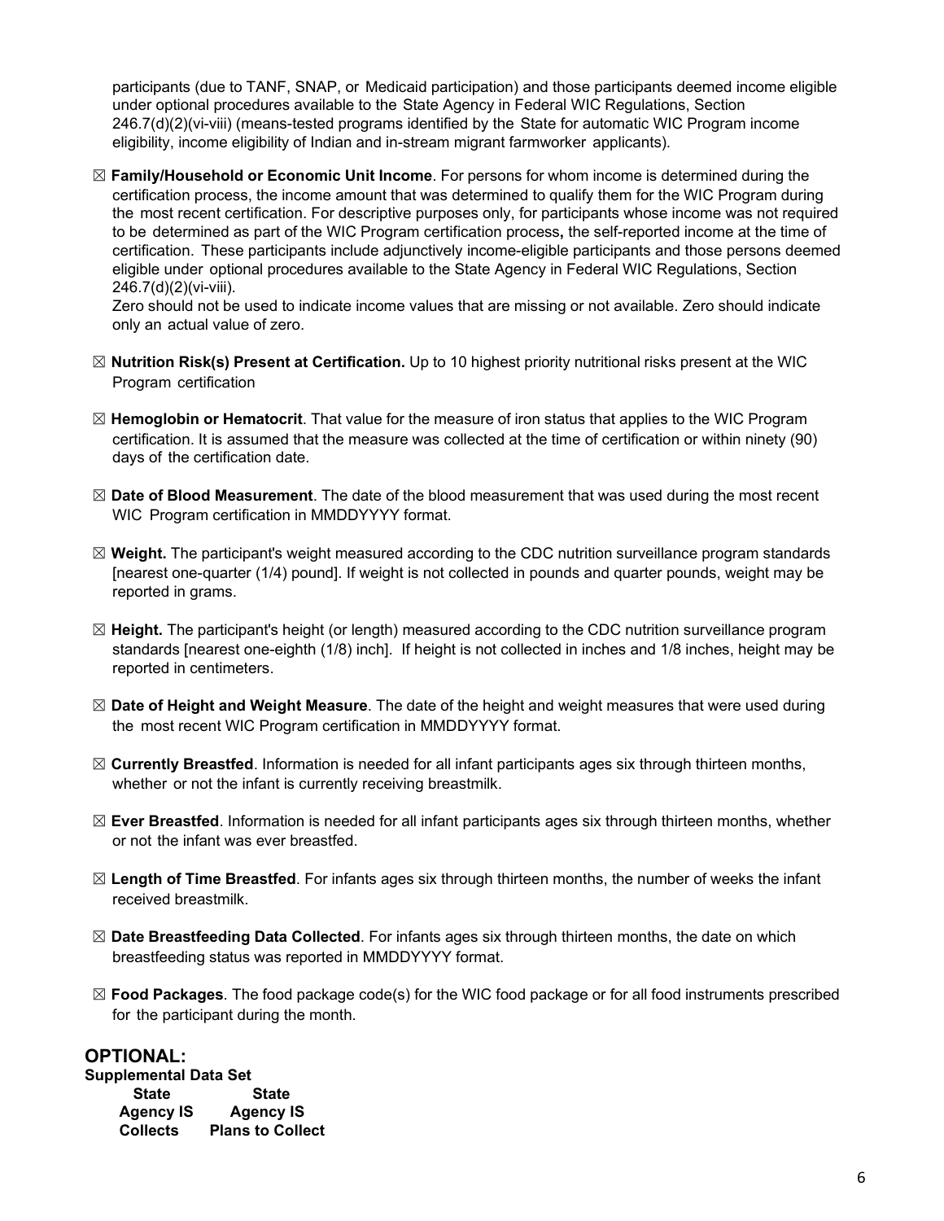participants (due to TANF, SNAP, or Medicaid participation) and those participants deemed income eligible under optional procedures available to the State Agency in Federal WIC Regulations, Section 246.7(d)(2)(vi-viii) (means-tested programs identified by the State for automatic WIC Program income eligibility, income eligibility of Indian and in-stream migrant farmworker applicants).

☒ **Family/Household or Economic Unit Income**. For persons for whom income is determined during the certification process, the income amount that was determined to qualify them for the WIC Program during the most recent certification. For descriptive purposes only, for participants whose income was not required to be determined as part of the WIC Program certification process**,** the self-reported income at the time of certification. These participants include adjunctively income-eligible participants and those persons deemed eligible under optional procedures available to the State Agency in Federal WIC Regulations, Section 246.7(d)(2)(vi-viii).
Zero should not be used to indicate income values that are missing or not available. Zero should indicate only an actual value of zero.

☒ **Nutrition Risk(s) Present at Certification.** Up to 10 highest priority nutritional risks present at the WIC Program certification

☒ **Hemoglobin or Hematocrit**. That value for the measure of iron status that applies to the WIC Program certification. It is assumed that the measure was collected at the time of certification or within ninety (90) days of the certification date.

☒ **Date of Blood Measurement**. The date of the blood measurement that was used during the most recent WIC Program certification in MMDDYYYY format.

☒ **Weight.** The participant's weight measured according to the CDC nutrition surveillance program standards [nearest one-quarter (1/4) pound]. If weight is not collected in pounds and quarter pounds, weight may be reported in grams.

☒ **Height.** The participant's height (or length) measured according to the CDC nutrition surveillance program standards [nearest one-eighth (1/8) inch]. If height is not collected in inches and 1/8 inches, height may be reported in centimeters.

☒ **Date of Height and Weight Measure**. The date of the height and weight measures that were used during the most recent WIC Program certification in MMDDYYYY format.

☒ **Currently Breastfed**. Information is needed for all infant participants ages six through thirteen months, whether or not the infant is currently receiving breastmilk.

☒ **Ever Breastfed**. Information is needed for all infant participants ages six through thirteen months, whether or not the infant was ever breastfed.

☒ **Length of Time Breastfed**. For infants ages six through thirteen months, the number of weeks the infant received breastmilk.

☒ **Date Breastfeeding Data Collected**. For infants ages six through thirteen months, the date on which breastfeeding status was reported in MMDDYYYY format.

☒ **Food Packages**. The food package code(s) for the WIC food package or for all food instruments prescribed for the participant during the month.

## OPTIONAL:

**Supplemental Data Set**

| State Agency IS Collects | State Agency IS Plans to Collect |
|---|---|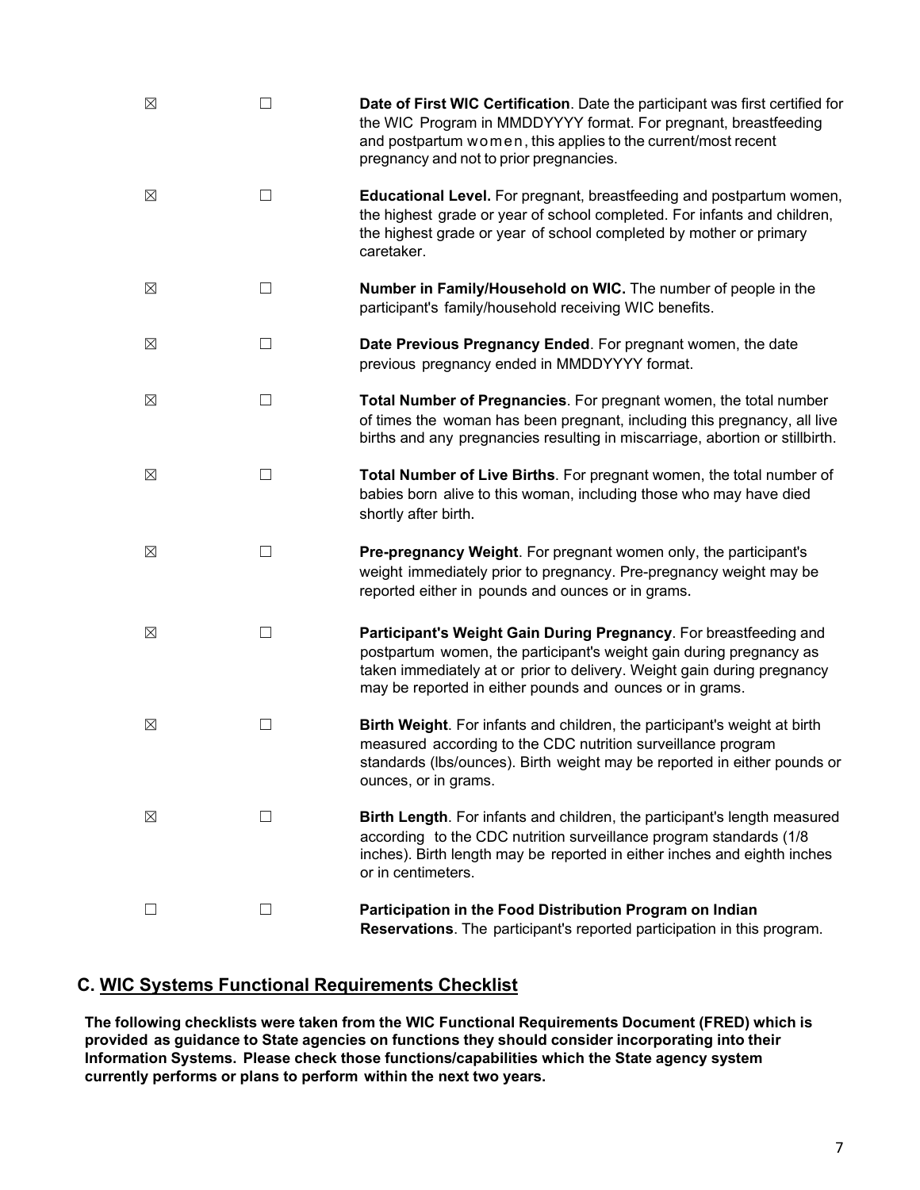| | | |
|---|---|---|
| ☒ | ☐ | **Date of First WIC Certification**. Date the participant was first certified for the WIC Program in MMDDYYYY format. For pregnant, breastfeeding and postpartum women, this applies to the current/most recent pregnancy and not to prior pregnancies. |
| ☒ | ☐ | **Educational Level.** For pregnant, breastfeeding and postpartum women, the highest grade or year of school completed. For infants and children, the highest grade or year of school completed by mother or primary caretaker. |
| ☒ | ☐ | **Number in Family/Household on WIC.** The number of people in the participant's family/household receiving WIC benefits. |
| ☒ | ☐ | **Date Previous Pregnancy Ended**. For pregnant women, the date previous pregnancy ended in MMDDYYYY format. |
| ☒ | ☐ | **Total Number of Pregnancies**. For pregnant women, the total number of times the woman has been pregnant, including this pregnancy, all live births and any pregnancies resulting in miscarriage, abortion or stillbirth. |
| ☒ | ☐ | **Total Number of Live Births**. For pregnant women, the total number of babies born alive to this woman, including those who may have died shortly after birth. |
| ☒ | ☐ | **Pre-pregnancy Weight**. For pregnant women only, the participant's weight immediately prior to pregnancy. Pre-pregnancy weight may be reported either in pounds and ounces or in grams. |
| ☒ | ☐ | **Participant's Weight Gain During Pregnancy**. For breastfeeding and postpartum women, the participant's weight gain during pregnancy as taken immediately at or prior to delivery. Weight gain during pregnancy may be reported in either pounds and ounces or in grams. |
| ☒ | ☐ | **Birth Weight**. For infants and children, the participant's weight at birth measured according to the CDC nutrition surveillance program standards (lbs/ounces). Birth weight may be reported in either pounds or ounces, or in grams. |
| ☒ | ☐ | **Birth Length**. For infants and children, the participant's length measured according to the CDC nutrition surveillance program standards (1/8 inches). Birth length may be reported in either inches and eighth inches or in centimeters. |
| ☐ | ☐ | **Participation in the Food Distribution Program on Indian Reservations**. The participant's reported participation in this program. |

## C. WIC Systems Functional Requirements Checklist

**The following checklists were taken from the WIC Functional Requirements Document (FRED) which is provided as guidance to State agencies on functions they should consider incorporating into their Information Systems. Please check those functions/capabilities which the State agency system currently performs or plans to perform within the next two years.**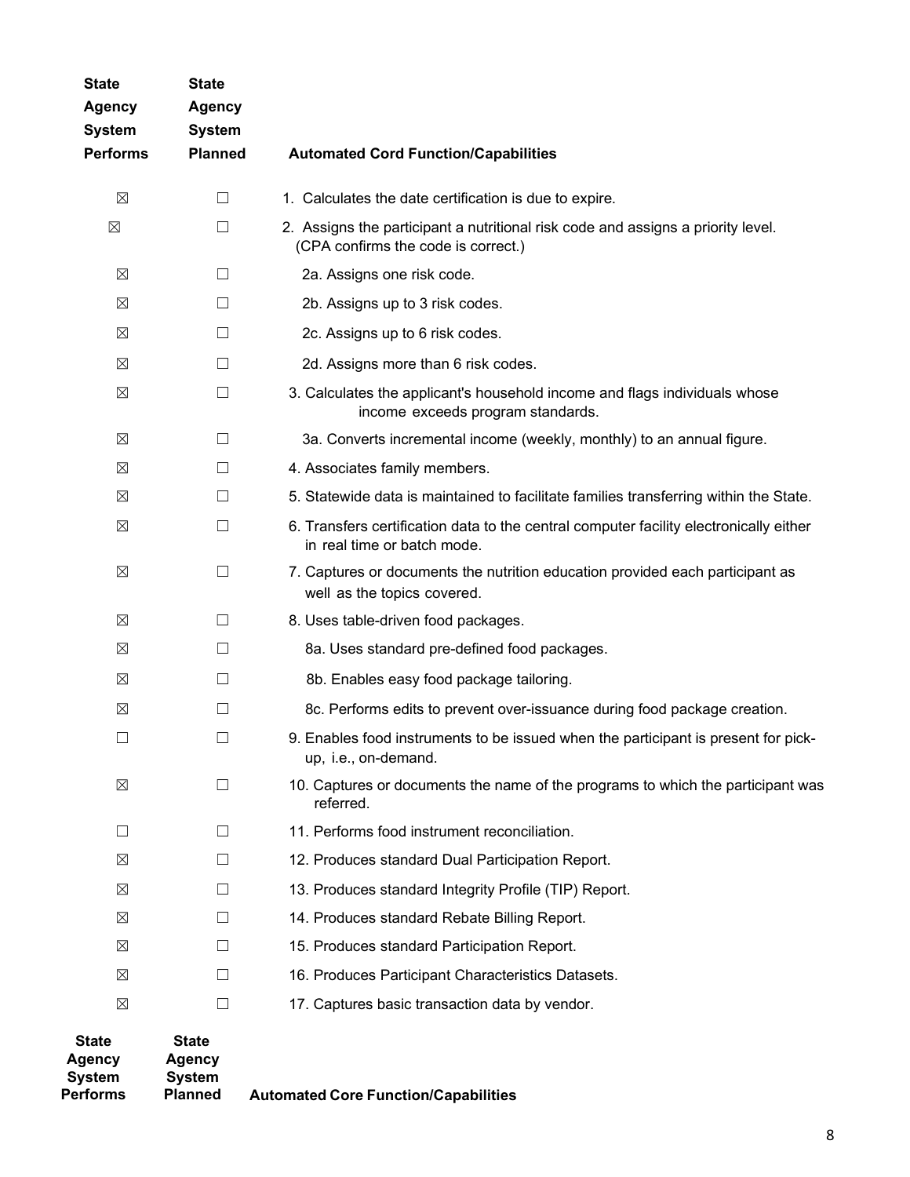| State Agency System Performs | State Agency System Planned | Automated Cord Function/Capabilities |
|---|---|---|
| ☒ | ☐ | 1. Calculates the date certification is due to expire. |
| ☒ | ☐ | 2. Assigns the participant a nutritional risk code and assigns a priority level. (CPA confirms the code is correct.) |
| ☒ | ☐ | 2a. Assigns one risk code. |
| ☒ | ☐ | 2b. Assigns up to 3 risk codes. |
| ☒ | ☐ | 2c. Assigns up to 6 risk codes. |
| ☒ | ☐ | 2d. Assigns more than 6 risk codes. |
| ☒ | ☐ | 3. Calculates the applicant's household income and flags individuals whose income exceeds program standards. |
| ☒ | ☐ | 3a. Converts incremental income (weekly, monthly) to an annual figure. |
| ☒ | ☐ | 4. Associates family members. |
| ☒ | ☐ | 5. Statewide data is maintained to facilitate families transferring within the State. |
| ☒ | ☐ | 6. Transfers certification data to the central computer facility electronically either in real time or batch mode. |
| ☒ | ☐ | 7. Captures or documents the nutrition education provided each participant as well as the topics covered. |
| ☒ | ☐ | 8. Uses table-driven food packages. |
| ☒ | ☐ | 8a. Uses standard pre-defined food packages. |
| ☒ | ☐ | 8b. Enables easy food package tailoring. |
| ☒ | ☐ | 8c. Performs edits to prevent over-issuance during food package creation. |
| ☐ | ☐ | 9. Enables food instruments to be issued when the participant is present for pick-up, i.e., on-demand. |
| ☒ | ☐ | 10. Captures or documents the name of the programs to which the participant was referred. |
| ☐ | ☐ | 11. Performs food instrument reconciliation. |
| ☒ | ☐ | 12. Produces standard Dual Participation Report. |
| ☒ | ☐ | 13. Produces standard Integrity Profile (TIP) Report. |
| ☒ | ☐ | 14. Produces standard Rebate Billing Report. |
| ☒ | ☐ | 15. Produces standard Participation Report. |
| ☒ | ☐ | 16. Produces Participant Characteristics Datasets. |
| ☒ | ☐ | 17. Captures basic transaction data by vendor. |

| State Agency System Performs | State Agency System Planned | Automated Core Function/Capabilities |
|---|---|---|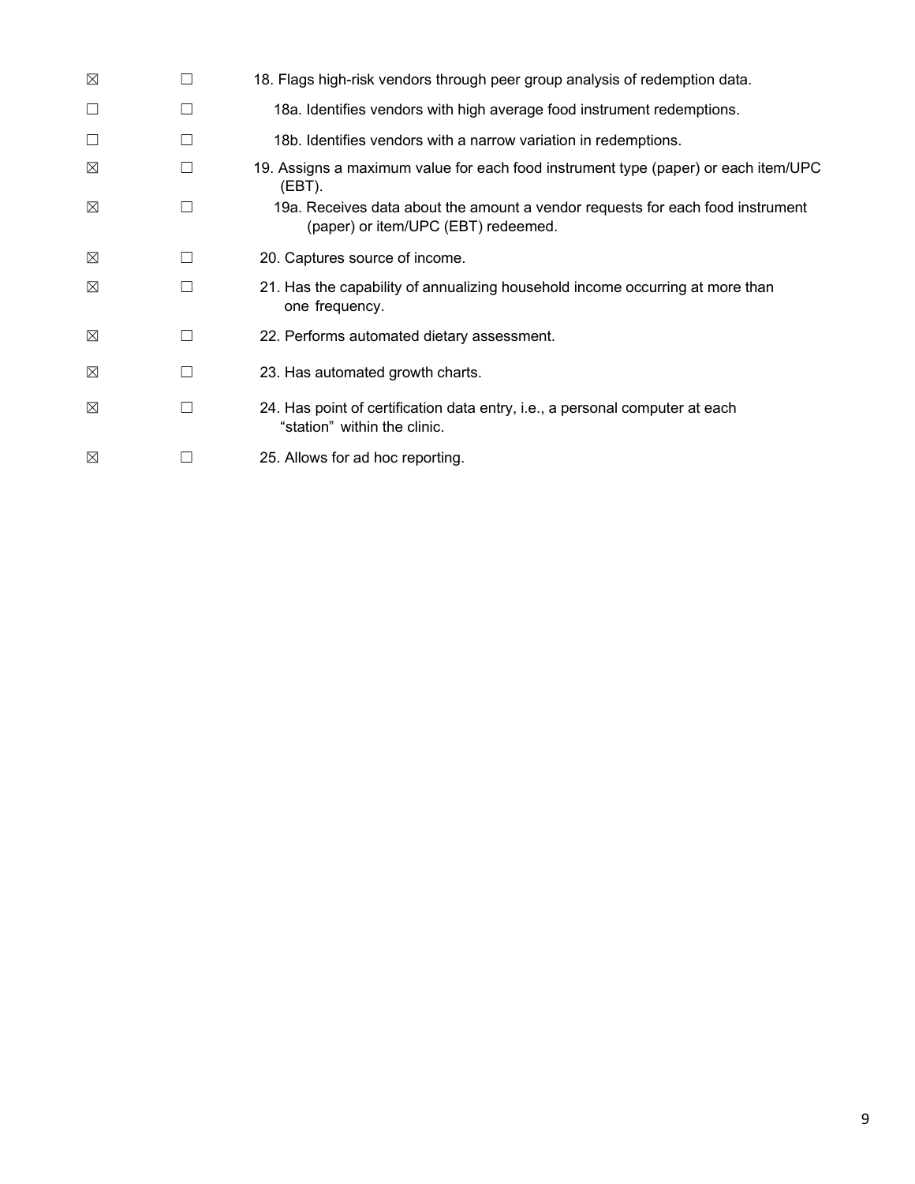| | | |
|---|---|---|
| ☒ | ☐ | 18. Flags high-risk vendors through peer group analysis of redemption data. |
| ☐ | ☐ | 18a. Identifies vendors with high average food instrument redemptions. |
| ☐ | ☐ | 18b. Identifies vendors with a narrow variation in redemptions. |
| ☒ | ☐ | 19. Assigns a maximum value for each food instrument type (paper) or each item/UPC (EBT). |
| ☒ | ☐ | 19a. Receives data about the amount a vendor requests for each food instrument (paper) or item/UPC (EBT) redeemed. |
| ☒ | ☐ | 20. Captures source of income. |
| ☒ | ☐ | 21. Has the capability of annualizing household income occurring at more than one frequency. |
| ☒ | ☐ | 22. Performs automated dietary assessment. |
| ☒ | ☐ | 23. Has automated growth charts. |
| ☒ | ☐ | 24. Has point of certification data entry, i.e., a personal computer at each "station" within the clinic. |
| ☒ | ☐ | 25. Allows for ad hoc reporting. |